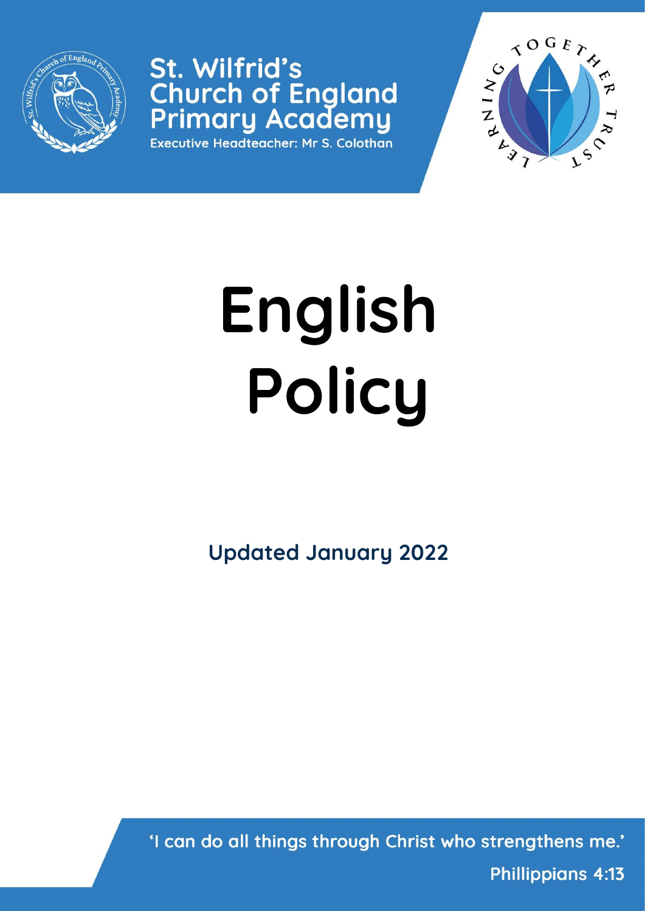St. Wilfrid's Church of England Primary Academy

Executive Headteacher: Mr S. Colothan

# English Policy

**Updated January 2022**

'I can do all things through Christ who strengthens me.'

Phillippians 4:13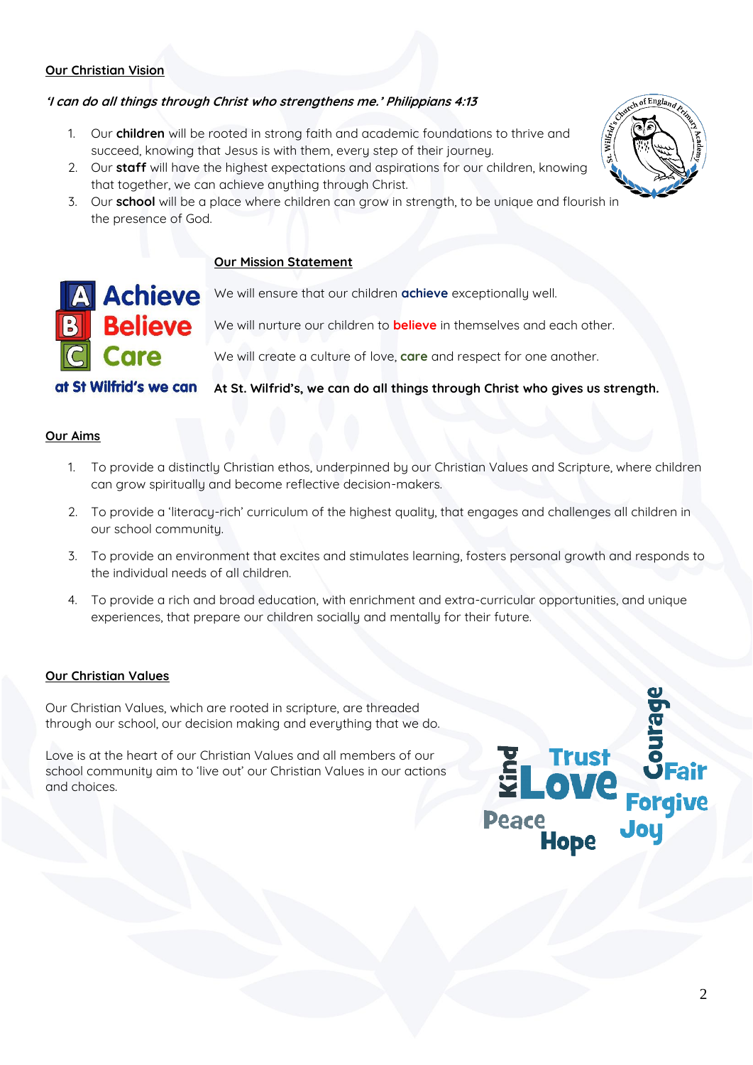## Our Christian Vision

*'I can do all things through Christ who strengthens me.' Philippians 4:13*

1. Our **children** will be rooted in strong faith and academic foundations to thrive and succeed, knowing that Jesus is with them, every step of their journey.
2. Our **staff** will have the highest expectations and aspirations for our children, knowing that together, we can achieve anything through Christ.
3. Our **school** will be a place where children can grow in strength, to be unique and flourish in the presence of God.

## Our Mission Statement

**Achieve**
**Believe**
**Care**
**at St Wilfrid's we can**

We will ensure that our children **achieve** exceptionally well.

We will nurture our children to **believe** in themselves and each other.

We will create a culture of love, **care** and respect for one another.

**At St. Wilfrid's, we can do all things through Christ who gives us strength.**

## Our Aims

1. To provide a distinctly Christian ethos, underpinned by our Christian Values and Scripture, where children can grow spiritually and become reflective decision-makers.
2. To provide a 'literacy-rich' curriculum of the highest quality, that engages and challenges all children in our school community.
3. To provide an environment that excites and stimulates learning, fosters personal growth and responds to the individual needs of all children.
4. To provide a rich and broad education, with enrichment and extra-curricular opportunities, and unique experiences, that prepare our children socially and mentally for their future.

## Our Christian Values

Our Christian Values, which are rooted in scripture, are threaded through our school, our decision making and everything that we do.

Love is at the heart of our Christian Values and all members of our school community aim to 'live out' our Christian Values in our actions and choices.

Kind, Trust, Love, Courage, Fair, Forgive, Peace, Hope, Joy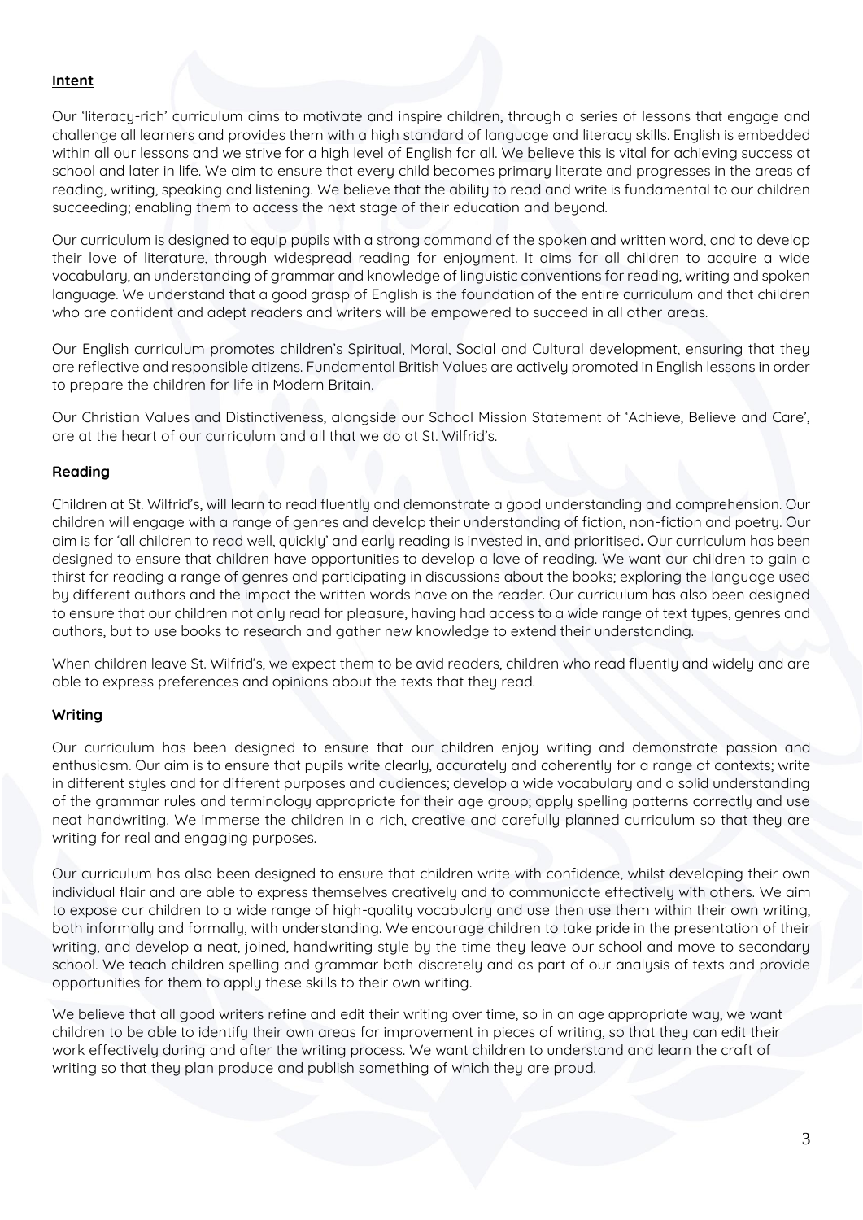**Intent**

Our 'literacy-rich' curriculum aims to motivate and inspire children, through a series of lessons that engage and challenge all learners and provides them with a high standard of language and literacy skills. English is embedded within all our lessons and we strive for a high level of English for all. We believe this is vital for achieving success at school and later in life. We aim to ensure that every child becomes primary literate and progresses in the areas of reading, writing, speaking and listening. We believe that the ability to read and write is fundamental to our children succeeding; enabling them to access the next stage of their education and beyond.

Our curriculum is designed to equip pupils with a strong command of the spoken and written word, and to develop their love of literature, through widespread reading for enjoyment. It aims for all children to acquire a wide vocabulary, an understanding of grammar and knowledge of linguistic conventions for reading, writing and spoken language. We understand that a good grasp of English is the foundation of the entire curriculum and that children who are confident and adept readers and writers will be empowered to succeed in all other areas.

Our English curriculum promotes children's Spiritual, Moral, Social and Cultural development, ensuring that they are reflective and responsible citizens. Fundamental British Values are actively promoted in English lessons in order to prepare the children for life in Modern Britain.

Our Christian Values and Distinctiveness, alongside our School Mission Statement of 'Achieve, Believe and Care', are at the heart of our curriculum and all that we do at St. Wilfrid's.

**Reading**

Children at St. Wilfrid's, will learn to read fluently and demonstrate a good understanding and comprehension. Our children will engage with a range of genres and develop their understanding of fiction, non-fiction and poetry. Our aim is for 'all children to read well, quickly' and early reading is invested in, and prioritised**.** Our curriculum has been designed to ensure that children have opportunities to develop a love of reading. We want our children to gain a thirst for reading a range of genres and participating in discussions about the books; exploring the language used by different authors and the impact the written words have on the reader. Our curriculum has also been designed to ensure that our children not only read for pleasure, having had access to a wide range of text types, genres and authors, but to use books to research and gather new knowledge to extend their understanding.

When children leave St. Wilfrid's, we expect them to be avid readers, children who read fluently and widely and are able to express preferences and opinions about the texts that they read.

**Writing**

Our curriculum has been designed to ensure that our children enjoy writing and demonstrate passion and enthusiasm. Our aim is to ensure that pupils write clearly, accurately and coherently for a range of contexts; write in different styles and for different purposes and audiences; develop a wide vocabulary and a solid understanding of the grammar rules and terminology appropriate for their age group; apply spelling patterns correctly and use neat handwriting. We immerse the children in a rich, creative and carefully planned curriculum so that they are writing for real and engaging purposes.

Our curriculum has also been designed to ensure that children write with confidence, whilst developing their own individual flair and are able to express themselves creatively and to communicate effectively with others. We aim to expose our children to a wide range of high-quality vocabulary and use then use them within their own writing, both informally and formally, with understanding. We encourage children to take pride in the presentation of their writing, and develop a neat, joined, handwriting style by the time they leave our school and move to secondary school. We teach children spelling and grammar both discretely and as part of our analysis of texts and provide opportunities for them to apply these skills to their own writing.

We believe that all good writers refine and edit their writing over time, so in an age appropriate way, we want children to be able to identify their own areas for improvement in pieces of writing, so that they can edit their work effectively during and after the writing process. We want children to understand and learn the craft of writing so that they plan produce and publish something of which they are proud.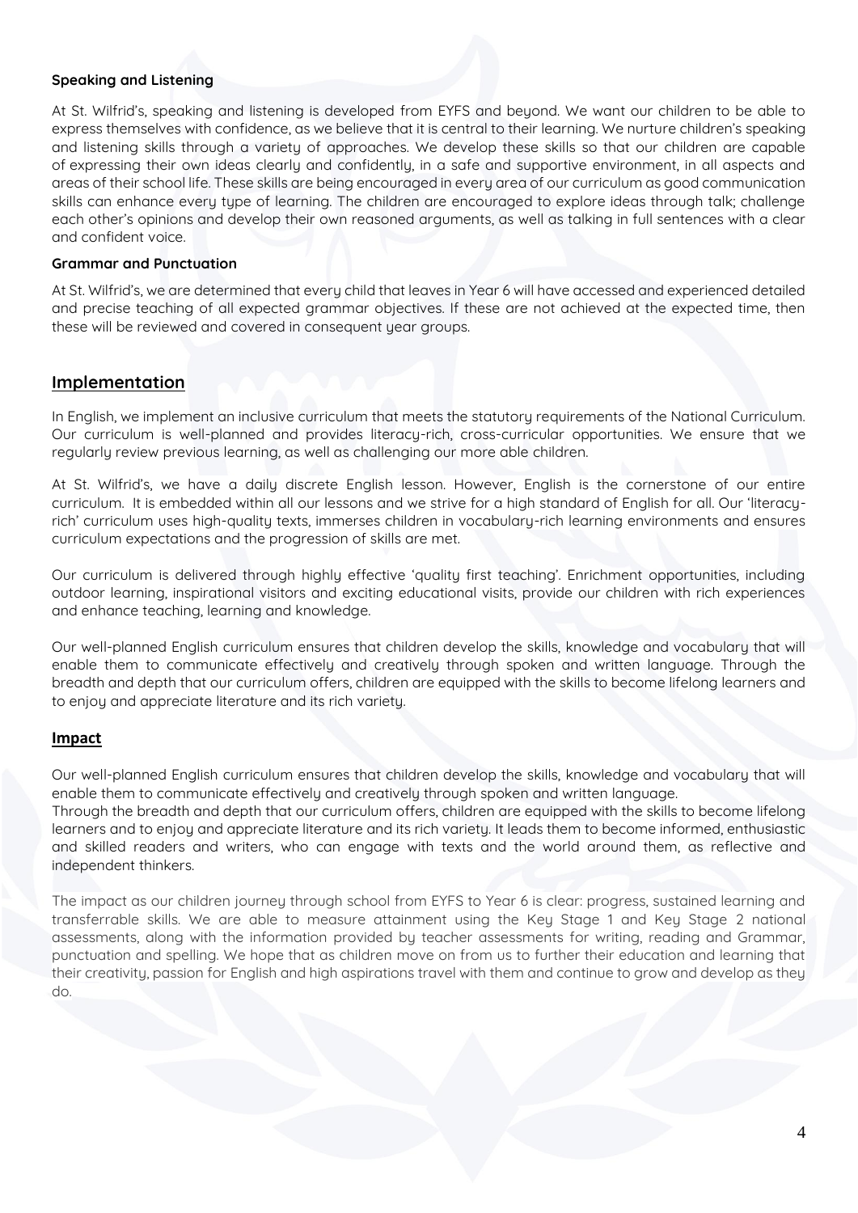### Speaking and Listening

At St. Wilfrid's, speaking and listening is developed from EYFS and beyond. We want our children to be able to express themselves with confidence, as we believe that it is central to their learning. We nurture children's speaking and listening skills through a variety of approaches. We develop these skills so that our children are capable of expressing their own ideas clearly and confidently, in a safe and supportive environment, in all aspects and areas of their school life. These skills are being encouraged in every area of our curriculum as good communication skills can enhance every type of learning. The children are encouraged to explore ideas through talk; challenge each other's opinions and develop their own reasoned arguments, as well as talking in full sentences with a clear and confident voice.

### Grammar and Punctuation

At St. Wilfrid's, we are determined that every child that leaves in Year 6 will have accessed and experienced detailed and precise teaching of all expected grammar objectives. If these are not achieved at the expected time, then these will be reviewed and covered in consequent year groups.

## Implementation

In English, we implement an inclusive curriculum that meets the statutory requirements of the National Curriculum. Our curriculum is well-planned and provides literacy-rich, cross-curricular opportunities. We ensure that we regularly review previous learning, as well as challenging our more able children.

At St. Wilfrid's, we have a daily discrete English lesson. However, English is the cornerstone of our entire curriculum. It is embedded within all our lessons and we strive for a high standard of English for all. Our 'literacy-rich' curriculum uses high-quality texts, immerses children in vocabulary-rich learning environments and ensures curriculum expectations and the progression of skills are met.

Our curriculum is delivered through highly effective 'quality first teaching'. Enrichment opportunities, including outdoor learning, inspirational visitors and exciting educational visits, provide our children with rich experiences and enhance teaching, learning and knowledge.

Our well-planned English curriculum ensures that children develop the skills, knowledge and vocabulary that will enable them to communicate effectively and creatively through spoken and written language. Through the breadth and depth that our curriculum offers, children are equipped with the skills to become lifelong learners and to enjoy and appreciate literature and its rich variety.

## Impact

Our well-planned English curriculum ensures that children develop the skills, knowledge and vocabulary that will enable them to communicate effectively and creatively through spoken and written language.
Through the breadth and depth that our curriculum offers, children are equipped with the skills to become lifelong learners and to enjoy and appreciate literature and its rich variety. It leads them to become informed, enthusiastic and skilled readers and writers, who can engage with texts and the world around them, as reflective and independent thinkers.

The impact as our children journey through school from EYFS to Year 6 is clear: progress, sustained learning and transferrable skills. We are able to measure attainment using the Key Stage 1 and Key Stage 2 national assessments, along with the information provided by teacher assessments for writing, reading and Grammar, punctuation and spelling. We hope that as children move on from us to further their education and learning that their creativity, passion for English and high aspirations travel with them and continue to grow and develop as they do.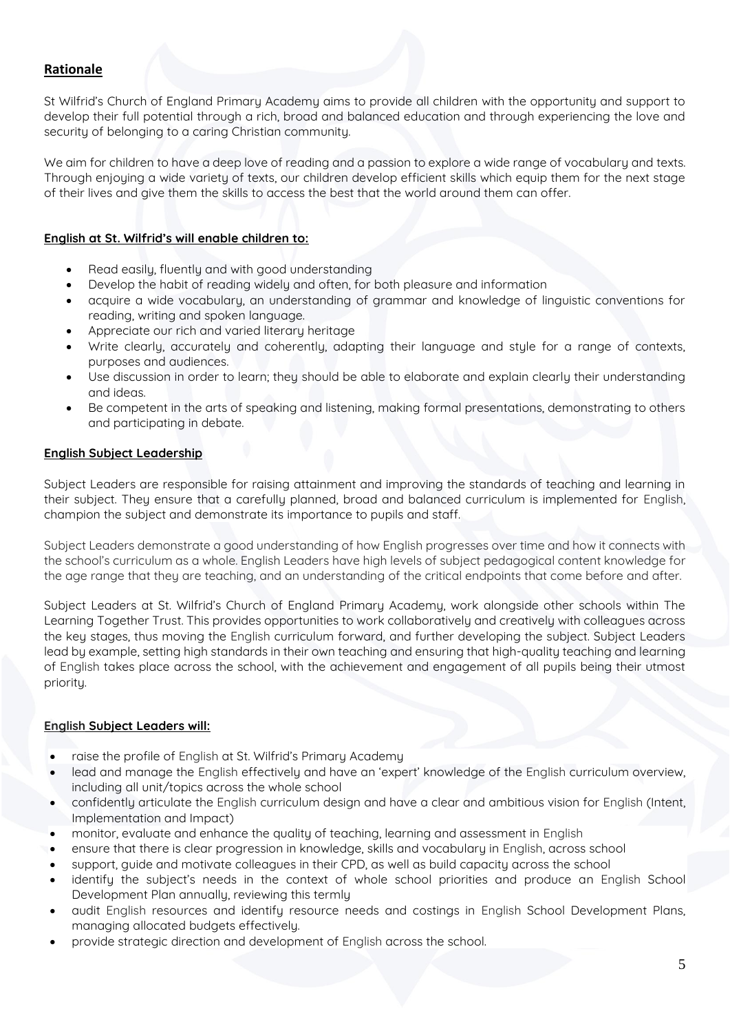## Rationale

St Wilfrid's Church of England Primary Academy aims to provide all children with the opportunity and support to develop their full potential through a rich, broad and balanced education and through experiencing the love and security of belonging to a caring Christian community.

We aim for children to have a deep love of reading and a passion to explore a wide range of vocabulary and texts. Through enjoying a wide variety of texts, our children develop efficient skills which equip them for the next stage of their lives and give them the skills to access the best that the world around them can offer.

### English at St. Wilfrid's will enable children to:

- Read easily, fluently and with good understanding
- Develop the habit of reading widely and often, for both pleasure and information
- acquire a wide vocabulary, an understanding of grammar and knowledge of linguistic conventions for reading, writing and spoken language.
- Appreciate our rich and varied literary heritage
- Write clearly, accurately and coherently, adapting their language and style for a range of contexts, purposes and audiences.
- Use discussion in order to learn; they should be able to elaborate and explain clearly their understanding and ideas.
- Be competent in the arts of speaking and listening, making formal presentations, demonstrating to others and participating in debate.

### English Subject Leadership

Subject Leaders are responsible for raising attainment and improving the standards of teaching and learning in their subject. They ensure that a carefully planned, broad and balanced curriculum is implemented for English, champion the subject and demonstrate its importance to pupils and staff.

Subject Leaders demonstrate a good understanding of how English progresses over time and how it connects with the school's curriculum as a whole. English Leaders have high levels of subject pedagogical content knowledge for the age range that they are teaching, and an understanding of the critical endpoints that come before and after.

Subject Leaders at St. Wilfrid's Church of England Primary Academy, work alongside other schools within The Learning Together Trust. This provides opportunities to work collaboratively and creatively with colleagues across the key stages, thus moving the English curriculum forward, and further developing the subject. Subject Leaders lead by example, setting high standards in their own teaching and ensuring that high-quality teaching and learning of English takes place across the school, with the achievement and engagement of all pupils being their utmost priority.

### English Subject Leaders will:

- raise the profile of English at St. Wilfrid's Primary Academy
- lead and manage the English effectively and have an 'expert' knowledge of the English curriculum overview, including all unit/topics across the whole school
- confidently articulate the English curriculum design and have a clear and ambitious vision for English (Intent, Implementation and Impact)
- monitor, evaluate and enhance the quality of teaching, learning and assessment in English
- ensure that there is clear progression in knowledge, skills and vocabulary in English, across school
- support, guide and motivate colleagues in their CPD, as well as build capacity across the school
- identify the subject's needs in the context of whole school priorities and produce an English School Development Plan annually, reviewing this termly
- audit English resources and identify resource needs and costings in English School Development Plans, managing allocated budgets effectively.
- provide strategic direction and development of English across the school.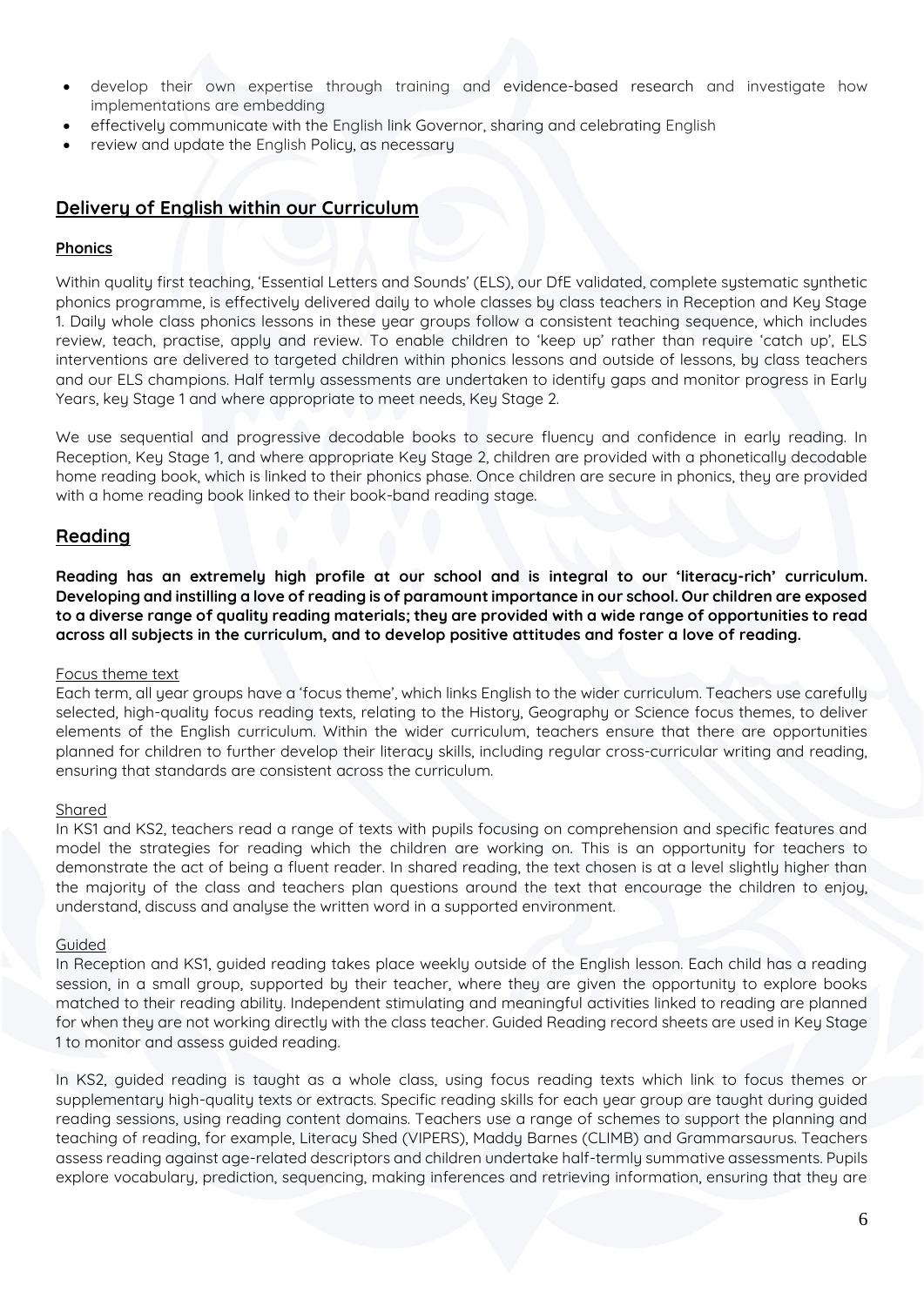- develop their own expertise through training and evidence-based research and investigate how implementations are embedding
- effectively communicate with the English link Governor, sharing and celebrating English
- review and update the English Policy, as necessary

## Delivery of English within our Curriculum

### Phonics

Within quality first teaching, 'Essential Letters and Sounds' (ELS), our DfE validated, complete systematic synthetic phonics programme, is effectively delivered daily to whole classes by class teachers in Reception and Key Stage 1. Daily whole class phonics lessons in these year groups follow a consistent teaching sequence, which includes review, teach, practise, apply and review. To enable children to 'keep up' rather than require 'catch up', ELS interventions are delivered to targeted children within phonics lessons and outside of lessons, by class teachers and our ELS champions. Half termly assessments are undertaken to identify gaps and monitor progress in Early Years, key Stage 1 and where appropriate to meet needs, Key Stage 2.

We use sequential and progressive decodable books to secure fluency and confidence in early reading. In Reception, Key Stage 1, and where appropriate Key Stage 2, children are provided with a phonetically decodable home reading book, which is linked to their phonics phase. Once children are secure in phonics, they are provided with a home reading book linked to their book-band reading stage.

## Reading

**Reading has an extremely high profile at our school and is integral to our 'literacy-rich' curriculum. Developing and instilling a love of reading is of paramount importance in our school. Our children are exposed to a diverse range of quality reading materials; they are provided with a wide range of opportunities to read across all subjects in the curriculum, and to develop positive attitudes and foster a love of reading.**

Focus theme text

Each term, all year groups have a 'focus theme', which links English to the wider curriculum. Teachers use carefully selected, high-quality focus reading texts, relating to the History, Geography or Science focus themes, to deliver elements of the English curriculum. Within the wider curriculum, teachers ensure that there are opportunities planned for children to further develop their literacy skills, including regular cross-curricular writing and reading, ensuring that standards are consistent across the curriculum.

Shared

In KS1 and KS2, teachers read a range of texts with pupils focusing on comprehension and specific features and model the strategies for reading which the children are working on. This is an opportunity for teachers to demonstrate the act of being a fluent reader. In shared reading, the text chosen is at a level slightly higher than the majority of the class and teachers plan questions around the text that encourage the children to enjoy, understand, discuss and analyse the written word in a supported environment.

Guided

In Reception and KS1, guided reading takes place weekly outside of the English lesson. Each child has a reading session, in a small group, supported by their teacher, where they are given the opportunity to explore books matched to their reading ability. Independent stimulating and meaningful activities linked to reading are planned for when they are not working directly with the class teacher. Guided Reading record sheets are used in Key Stage 1 to monitor and assess guided reading.

In KS2, guided reading is taught as a whole class, using focus reading texts which link to focus themes or supplementary high-quality texts or extracts. Specific reading skills for each year group are taught during guided reading sessions, using reading content domains. Teachers use a range of schemes to support the planning and teaching of reading, for example, Literacy Shed (VIPERS), Maddy Barnes (CLIMB) and Grammarsaurus. Teachers assess reading against age-related descriptors and children undertake half-termly summative assessments. Pupils explore vocabulary, prediction, sequencing, making inferences and retrieving information, ensuring that they are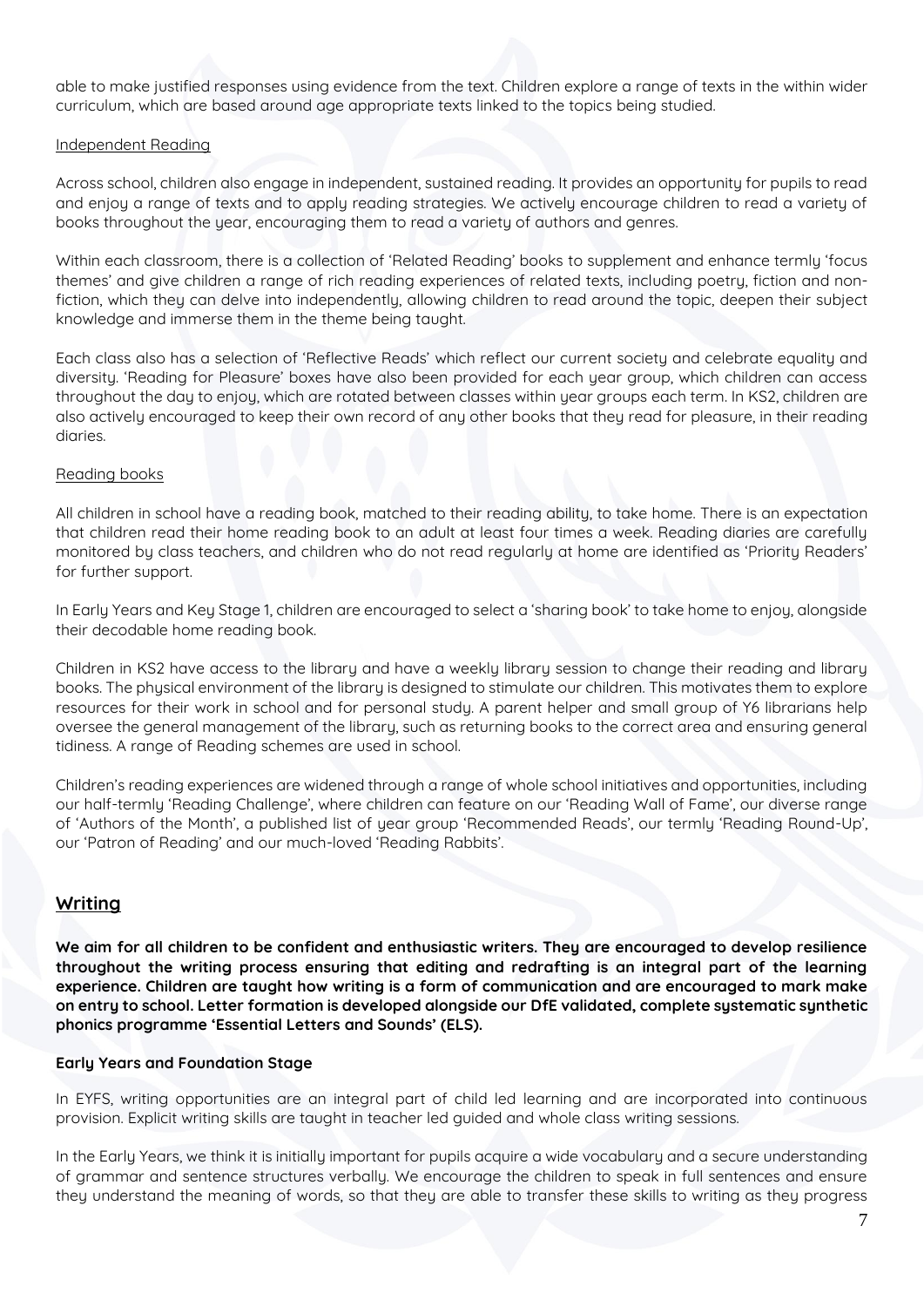able to make justified responses using evidence from the text. Children explore a range of texts in the within wider curriculum, which are based around age appropriate texts linked to the topics being studied.

Independent Reading

Across school, children also engage in independent, sustained reading. It provides an opportunity for pupils to read and enjoy a range of texts and to apply reading strategies. We actively encourage children to read a variety of books throughout the year, encouraging them to read a variety of authors and genres.

Within each classroom, there is a collection of 'Related Reading' books to supplement and enhance termly 'focus themes' and give children a range of rich reading experiences of related texts, including poetry, fiction and non-fiction, which they can delve into independently, allowing children to read around the topic, deepen their subject knowledge and immerse them in the theme being taught.

Each class also has a selection of 'Reflective Reads' which reflect our current society and celebrate equality and diversity. 'Reading for Pleasure' boxes have also been provided for each year group, which children can access throughout the day to enjoy, which are rotated between classes within year groups each term. In KS2, children are also actively encouraged to keep their own record of any other books that they read for pleasure, in their reading diaries.

Reading books

All children in school have a reading book, matched to their reading ability, to take home. There is an expectation that children read their home reading book to an adult at least four times a week. Reading diaries are carefully monitored by class teachers, and children who do not read regularly at home are identified as 'Priority Readers' for further support.

In Early Years and Key Stage 1, children are encouraged to select a 'sharing book' to take home to enjoy, alongside their decodable home reading book.

Children in KS2 have access to the library and have a weekly library session to change their reading and library books. The physical environment of the library is designed to stimulate our children. This motivates them to explore resources for their work in school and for personal study. A parent helper and small group of Y6 librarians help oversee the general management of the library, such as returning books to the correct area and ensuring general tidiness. A range of Reading schemes are used in school.

Children's reading experiences are widened through a range of whole school initiatives and opportunities, including our half-termly 'Reading Challenge', where children can feature on our 'Reading Wall of Fame', our diverse range of 'Authors of the Month', a published list of year group 'Recommended Reads', our termly 'Reading Round-Up', our 'Patron of Reading' and our much-loved 'Reading Rabbits'.

## Writing

**We aim for all children to be confident and enthusiastic writers. They are encouraged to develop resilience throughout the writing process ensuring that editing and redrafting is an integral part of the learning experience. Children are taught how writing is a form of communication and are encouraged to mark make on entry to school. Letter formation is developed alongside our DfE validated, complete systematic synthetic phonics programme 'Essential Letters and Sounds' (ELS).**

### Early Years and Foundation Stage

In EYFS, writing opportunities are an integral part of child led learning and are incorporated into continuous provision. Explicit writing skills are taught in teacher led guided and whole class writing sessions.

In the Early Years, we think it is initially important for pupils acquire a wide vocabulary and a secure understanding of grammar and sentence structures verbally. We encourage the children to speak in full sentences and ensure they understand the meaning of words, so that they are able to transfer these skills to writing as they progress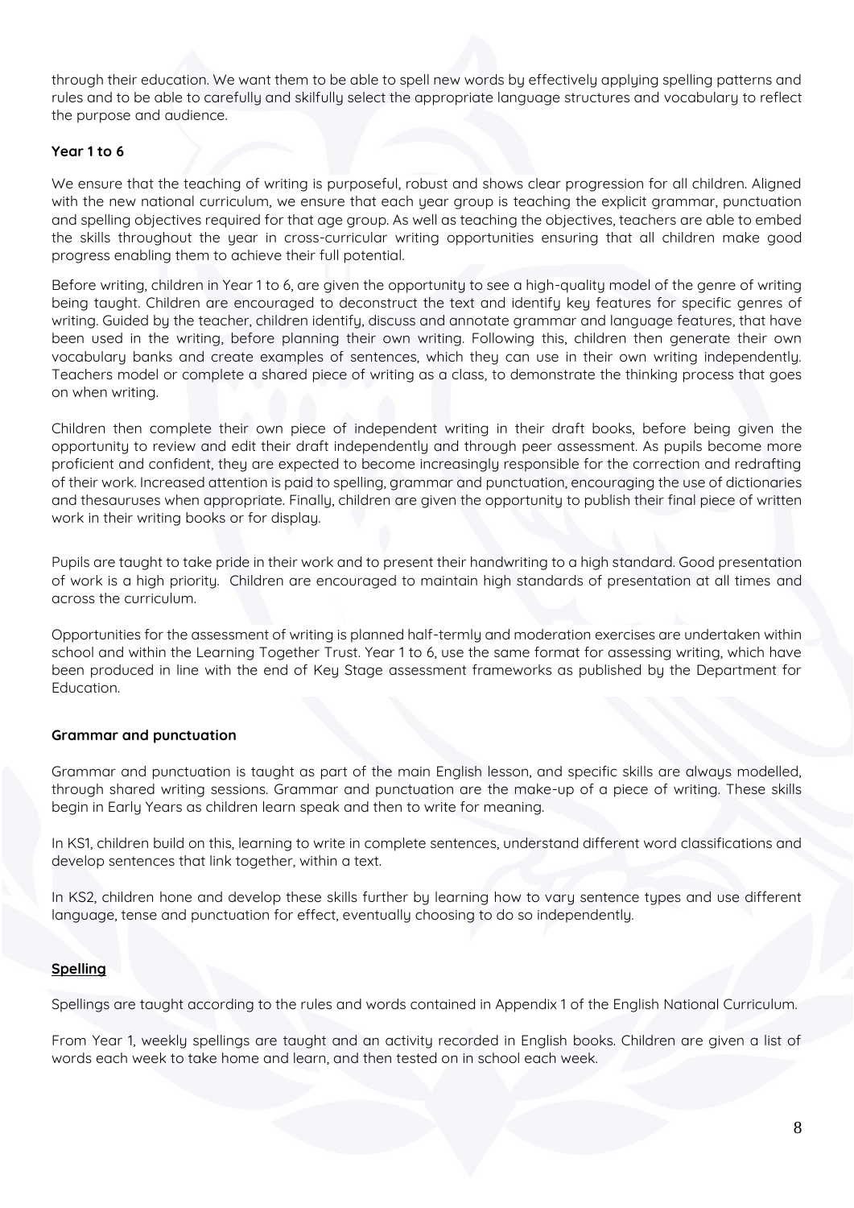through their education. We want them to be able to spell new words by effectively applying spelling patterns and rules and to be able to carefully and skilfully select the appropriate language structures and vocabulary to reflect the purpose and audience.

**Year 1 to 6**

We ensure that the teaching of writing is purposeful, robust and shows clear progression for all children. Aligned with the new national curriculum, we ensure that each year group is teaching the explicit grammar, punctuation and spelling objectives required for that age group. As well as teaching the objectives, teachers are able to embed the skills throughout the year in cross-curricular writing opportunities ensuring that all children make good progress enabling them to achieve their full potential.

Before writing, children in Year 1 to 6, are given the opportunity to see a high-quality model of the genre of writing being taught. Children are encouraged to deconstruct the text and identify key features for specific genres of writing. Guided by the teacher, children identify, discuss and annotate grammar and language features, that have been used in the writing, before planning their own writing. Following this, children then generate their own vocabulary banks and create examples of sentences, which they can use in their own writing independently. Teachers model or complete a shared piece of writing as a class, to demonstrate the thinking process that goes on when writing.

Children then complete their own piece of independent writing in their draft books, before being given the opportunity to review and edit their draft independently and through peer assessment. As pupils become more proficient and confident, they are expected to become increasingly responsible for the correction and redrafting of their work. Increased attention is paid to spelling, grammar and punctuation, encouraging the use of dictionaries and thesauruses when appropriate. Finally, children are given the opportunity to publish their final piece of written work in their writing books or for display.

Pupils are taught to take pride in their work and to present their handwriting to a high standard. Good presentation of work is a high priority. Children are encouraged to maintain high standards of presentation at all times and across the curriculum.

Opportunities for the assessment of writing is planned half-termly and moderation exercises are undertaken within school and within the Learning Together Trust. Year 1 to 6, use the same format for assessing writing, which have been produced in line with the end of Key Stage assessment frameworks as published by the Department for Education.

**Grammar and punctuation**

Grammar and punctuation is taught as part of the main English lesson, and specific skills are always modelled, through shared writing sessions. Grammar and punctuation are the make-up of a piece of writing. These skills begin in Early Years as children learn speak and then to write for meaning.

In KS1, children build on this, learning to write in complete sentences, understand different word classifications and develop sentences that link together, within a text.

In KS2, children hone and develop these skills further by learning how to vary sentence types and use different language, tense and punctuation for effect, eventually choosing to do so independently.

**Spelling**

Spellings are taught according to the rules and words contained in Appendix 1 of the English National Curriculum.

From Year 1, weekly spellings are taught and an activity recorded in English books. Children are given a list of words each week to take home and learn, and then tested on in school each week.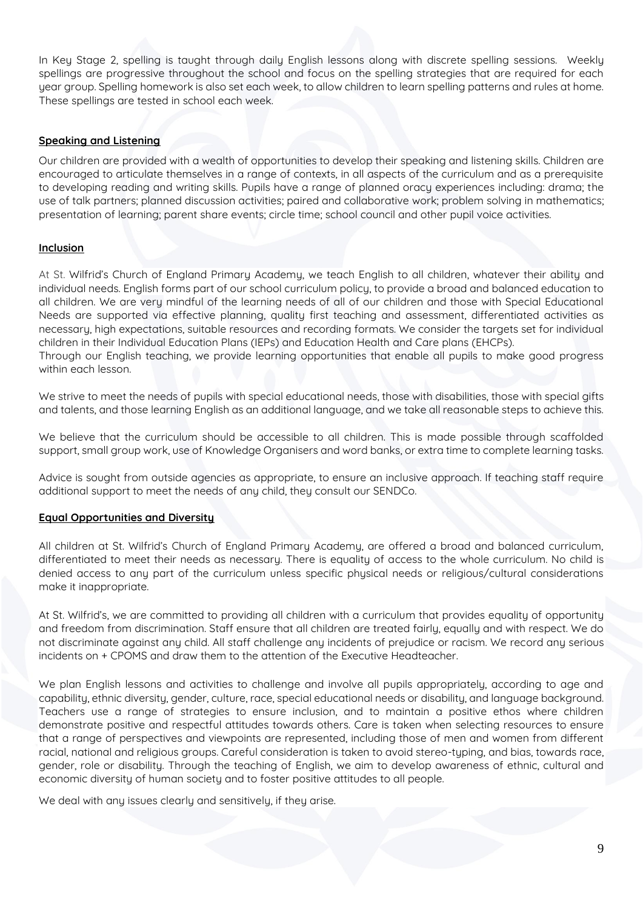In Key Stage 2, spelling is taught through daily English lessons along with discrete spelling sessions. Weekly spellings are progressive throughout the school and focus on the spelling strategies that are required for each year group. Spelling homework is also set each week, to allow children to learn spelling patterns and rules at home. These spellings are tested in school each week.

**Speaking and Listening**

Our children are provided with a wealth of opportunities to develop their speaking and listening skills. Children are encouraged to articulate themselves in a range of contexts, in all aspects of the curriculum and as a prerequisite to developing reading and writing skills. Pupils have a range of planned oracy experiences including: drama; the use of talk partners; planned discussion activities; paired and collaborative work; problem solving in mathematics; presentation of learning; parent share events; circle time; school council and other pupil voice activities.

**Inclusion**

At St. Wilfrid's Church of England Primary Academy, we teach English to all children, whatever their ability and individual needs. English forms part of our school curriculum policy, to provide a broad and balanced education to all children. We are very mindful of the learning needs of all of our children and those with Special Educational Needs are supported via effective planning, quality first teaching and assessment, differentiated activities as necessary, high expectations, suitable resources and recording formats. We consider the targets set for individual children in their Individual Education Plans (IEPs) and Education Health and Care plans (EHCPs).
Through our English teaching, we provide learning opportunities that enable all pupils to make good progress within each lesson.

We strive to meet the needs of pupils with special educational needs, those with disabilities, those with special gifts and talents, and those learning English as an additional language, and we take all reasonable steps to achieve this.

We believe that the curriculum should be accessible to all children. This is made possible through scaffolded support, small group work, use of Knowledge Organisers and word banks, or extra time to complete learning tasks.

Advice is sought from outside agencies as appropriate, to ensure an inclusive approach. If teaching staff require additional support to meet the needs of any child, they consult our SENDCo.

**Equal Opportunities and Diversity**

All children at St. Wilfrid's Church of England Primary Academy, are offered a broad and balanced curriculum, differentiated to meet their needs as necessary. There is equality of access to the whole curriculum. No child is denied access to any part of the curriculum unless specific physical needs or religious/cultural considerations make it inappropriate.

At St. Wilfrid's, we are committed to providing all children with a curriculum that provides equality of opportunity and freedom from discrimination. Staff ensure that all children are treated fairly, equally and with respect. We do not discriminate against any child. All staff challenge any incidents of prejudice or racism. We record any serious incidents on + CPOMS and draw them to the attention of the Executive Headteacher.

We plan English lessons and activities to challenge and involve all pupils appropriately, according to age and capability, ethnic diversity, gender, culture, race, special educational needs or disability, and language background. Teachers use a range of strategies to ensure inclusion, and to maintain a positive ethos where children demonstrate positive and respectful attitudes towards others. Care is taken when selecting resources to ensure that a range of perspectives and viewpoints are represented, including those of men and women from different racial, national and religious groups. Careful consideration is taken to avoid stereo-typing, and bias, towards race, gender, role or disability. Through the teaching of English, we aim to develop awareness of ethnic, cultural and economic diversity of human society and to foster positive attitudes to all people.

We deal with any issues clearly and sensitively, if they arise.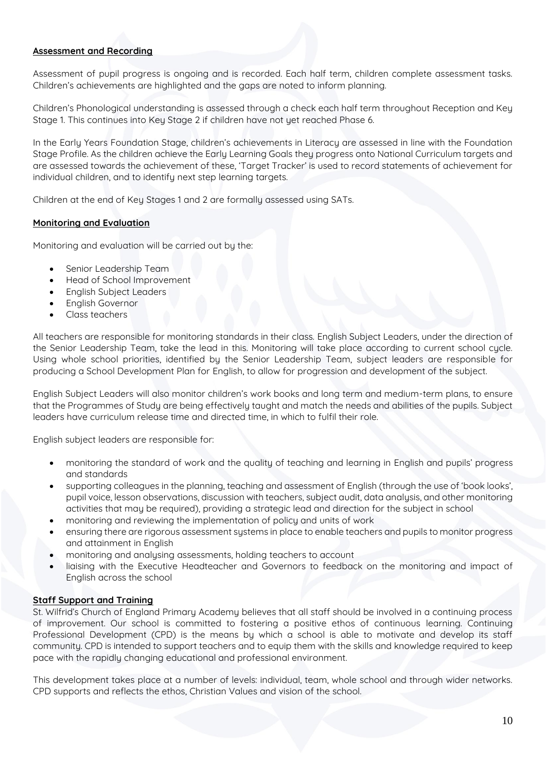## Assessment and Recording

Assessment of pupil progress is ongoing and is recorded. Each half term, children complete assessment tasks. Children's achievements are highlighted and the gaps are noted to inform planning.

Children's Phonological understanding is assessed through a check each half term throughout Reception and Key Stage 1. This continues into Key Stage 2 if children have not yet reached Phase 6.

In the Early Years Foundation Stage, children's achievements in Literacy are assessed in line with the Foundation Stage Profile. As the children achieve the Early Learning Goals they progress onto National Curriculum targets and are assessed towards the achievement of these, 'Target Tracker' is used to record statements of achievement for individual children, and to identify next step learning targets.

Children at the end of Key Stages 1 and 2 are formally assessed using SATs.

## Monitoring and Evaluation

Monitoring and evaluation will be carried out by the:

- Senior Leadership Team
- Head of School Improvement
- English Subject Leaders
- English Governor
- Class teachers

All teachers are responsible for monitoring standards in their class. English Subject Leaders, under the direction of the Senior Leadership Team, take the lead in this. Monitoring will take place according to current school cycle. Using whole school priorities, identified by the Senior Leadership Team, subject leaders are responsible for producing a School Development Plan for English, to allow for progression and development of the subject.

English Subject Leaders will also monitor children's work books and long term and medium-term plans, to ensure that the Programmes of Study are being effectively taught and match the needs and abilities of the pupils. Subject leaders have curriculum release time and directed time, in which to fulfil their role.

English subject leaders are responsible for:

- monitoring the standard of work and the quality of teaching and learning in English and pupils' progress and standards
- supporting colleagues in the planning, teaching and assessment of English (through the use of 'book looks', pupil voice, lesson observations, discussion with teachers, subject audit, data analysis, and other monitoring activities that may be required), providing a strategic lead and direction for the subject in school
- monitoring and reviewing the implementation of policy and units of work
- ensuring there are rigorous assessment systems in place to enable teachers and pupils to monitor progress and attainment in English
- monitoring and analysing assessments, holding teachers to account
- liaising with the Executive Headteacher and Governors to feedback on the monitoring and impact of English across the school

## Staff Support and Training

St. Wilfrid's Church of England Primary Academy believes that all staff should be involved in a continuing process of improvement. Our school is committed to fostering a positive ethos of continuous learning. Continuing Professional Development (CPD) is the means by which a school is able to motivate and develop its staff community. CPD is intended to support teachers and to equip them with the skills and knowledge required to keep pace with the rapidly changing educational and professional environment.

This development takes place at a number of levels: individual, team, whole school and through wider networks. CPD supports and reflects the ethos, Christian Values and vision of the school.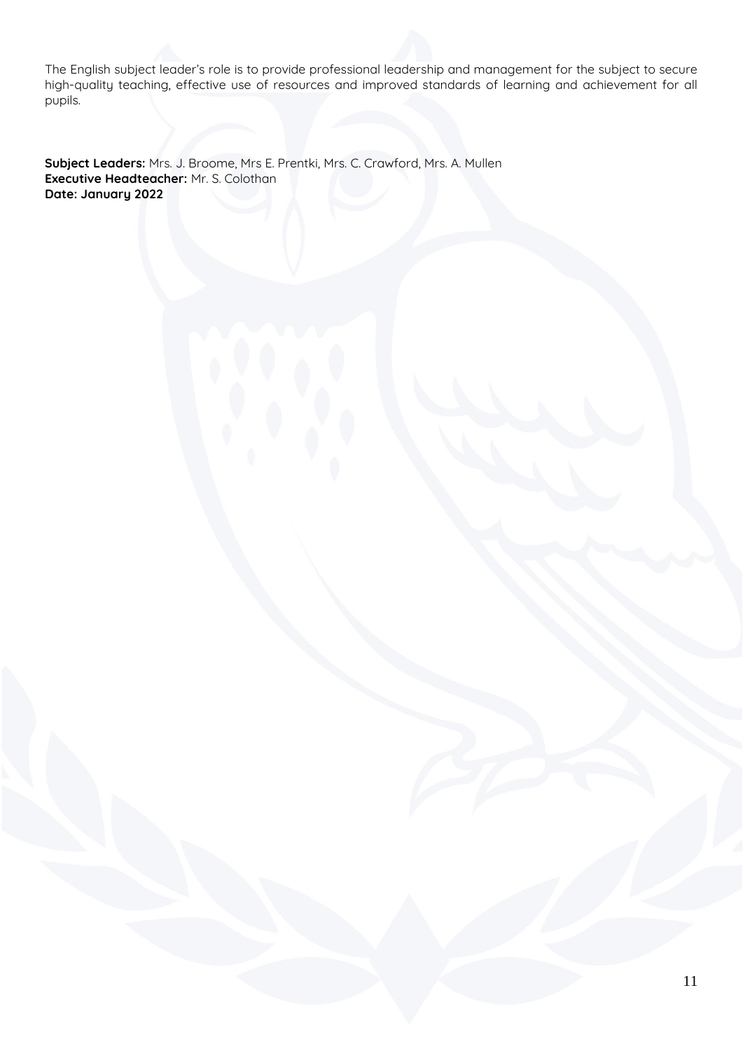The English subject leader's role is to provide professional leadership and management for the subject to secure high-quality teaching, effective use of resources and improved standards of learning and achievement for all pupils.

**Subject Leaders:** Mrs. J. Broome, Mrs E. Prentki, Mrs. C. Crawford, Mrs. A. Mullen
**Executive Headteacher:** Mr. S. Colothan
**Date: January 2022**